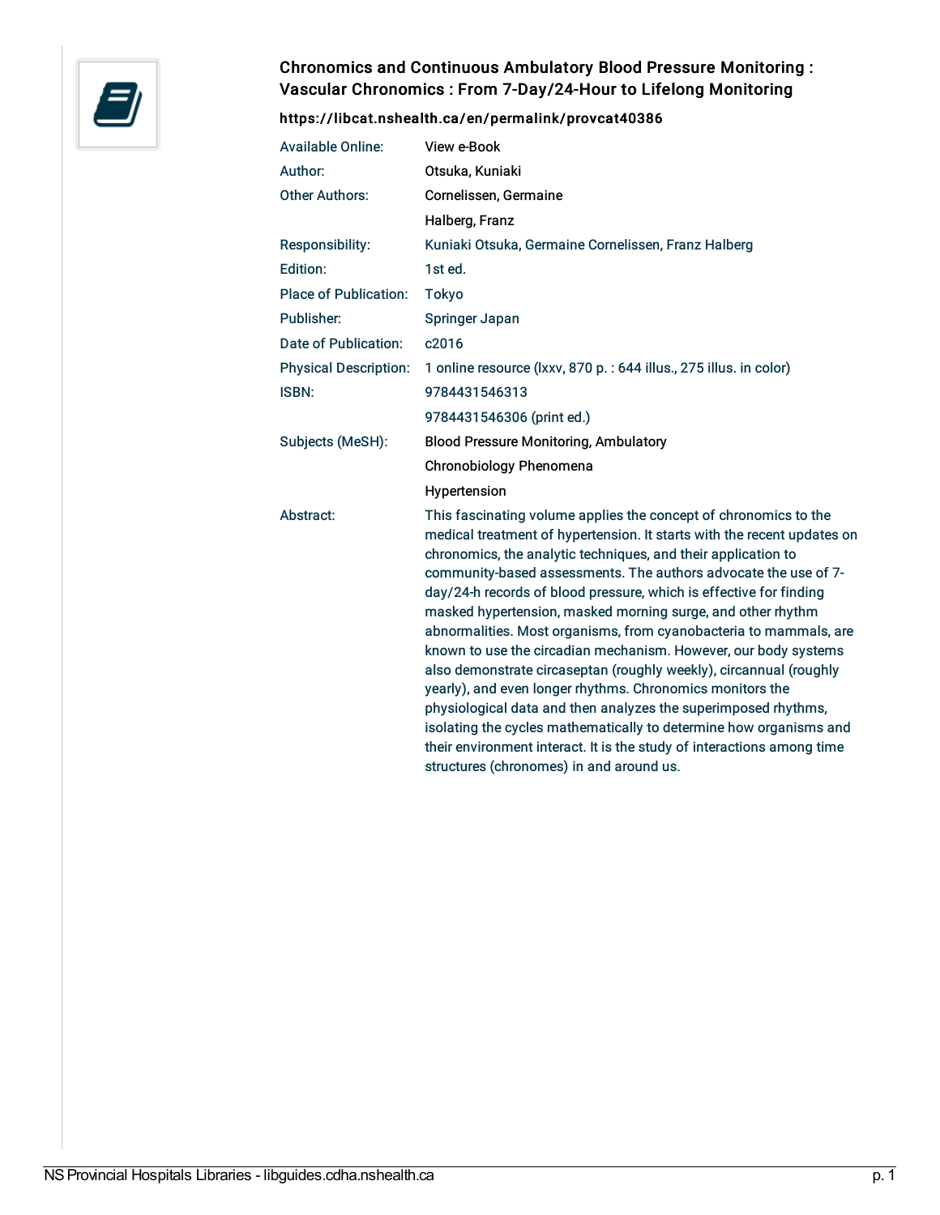# Chronomics and Continuous Ambulatory Blood Pressure Monitoring : Vascular Chronomics : From 7-Day/24-Hour to Lifelong Monitoring

**https://libcat.nshealth.ca/en/permalink/provcat40386**

| | |
|---|---|
| Available Online: | View e-Book |
| Author: | Otsuka, Kuniaki |
| Other Authors: | Cornelissen, Germaine |
| | Halberg, Franz |
| Responsibility: | Kuniaki Otsuka, Germaine Cornelissen, Franz Halberg |
| Edition: | 1st ed. |
| Place of Publication: | Tokyo |
| Publisher: | Springer Japan |
| Date of Publication: | c2016 |
| Physical Description: | 1 online resource (lxxv, 870 p. : 644 illus., 275 illus. in color) |
| ISBN: | 9784431546313 |
| | 9784431546306 (print ed.) |
| Subjects (MeSH): | Blood Pressure Monitoring, Ambulatory |
| | Chronobiology Phenomena |
| | Hypertension |
| Abstract: | This fascinating volume applies the concept of chronomics to the medical treatment of hypertension. It starts with the recent updates on chronomics, the analytic techniques, and their application to community-based assessments. The authors advocate the use of 7-day/24-h records of blood pressure, which is effective for finding masked hypertension, masked morning surge, and other rhythm abnormalities. Most organisms, from cyanobacteria to mammals, are known to use the circadian mechanism. However, our body systems also demonstrate circaseptan (roughly weekly), circannual (roughly yearly), and even longer rhythms. Chronomics monitors the physiological data and then analyzes the superimposed rhythms, isolating the cycles mathematically to determine how organisms and their environment interact. It is the study of interactions among time structures (chronomes) in and around us. |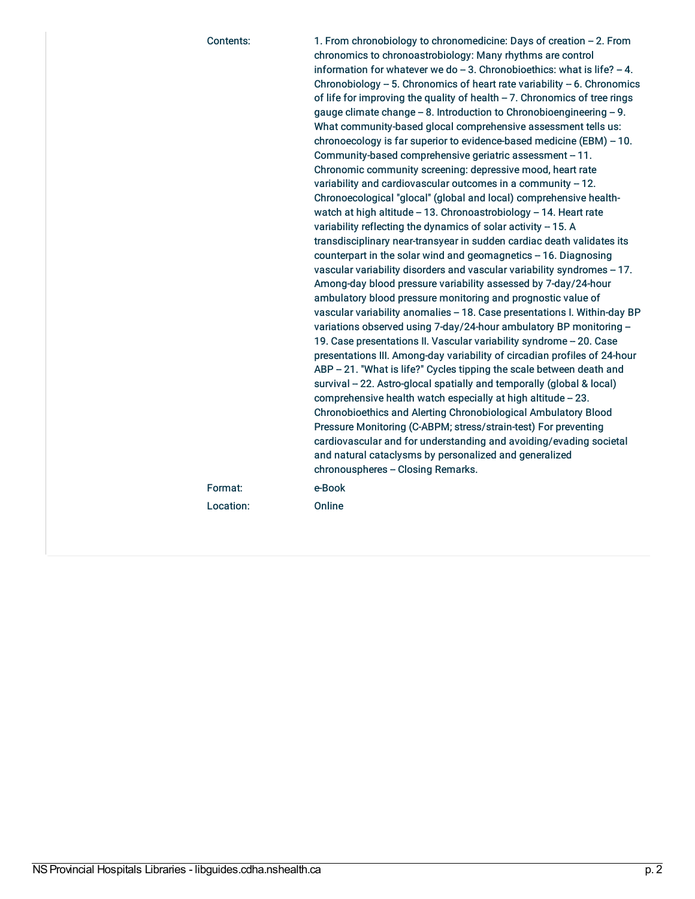| | |
|---|---|
| Contents: | 1. From chronobiology to chronomedicine: Days of creation -- 2. From chronomics to chronoastrobiology: Many rhythms are control information for whatever we do -- 3. Chronobioethics: what is life? -- 4. Chronobiology -- 5. Chronomics of heart rate variability -- 6. Chronomics of life for improving the quality of health -- 7. Chronomics of tree rings gauge climate change -- 8. Introduction to Chronobioengineering -- 9. What community-based glocal comprehensive assessment tells us: chronoecology is far superior to evidence-based medicine (EBM) -- 10. Community-based comprehensive geriatric assessment -- 11. Chronomic community screening: depressive mood, heart rate variability and cardiovascular outcomes in a community -- 12. Chronoecological "glocal" (global and local) comprehensive health-watch at high altitude -- 13. Chronoastrobiology -- 14. Heart rate variability reflecting the dynamics of solar activity -- 15. A transdisciplinary near-transyear in sudden cardiac death validates its counterpart in the solar wind and geomagnetics -- 16. Diagnosing vascular variability disorders and vascular variability syndromes -- 17. Among-day blood pressure variability assessed by 7-day/24-hour ambulatory blood pressure monitoring and prognostic value of vascular variability anomalies -- 18. Case presentations I. Within-day BP variations observed using 7-day/24-hour ambulatory BP monitoring -- 19. Case presentations II. Vascular variability syndrome -- 20. Case presentations III. Among-day variability of circadian profiles of 24-hour ABP -- 21. "What is life?" Cycles tipping the scale between death and survival -- 22. Astro-glocal spatially and temporally (global & local) comprehensive health watch especially at high altitude -- 23. Chronobioethics and Alerting Chronobiological Ambulatory Blood Pressure Monitoring (C-ABPM; stress/strain-test) For preventing cardiovascular and for understanding and avoiding/evading societal and natural cataclysms by personalized and generalized chronouspheres -- Closing Remarks. |
| Format: | e-Book |
| Location: | Online |